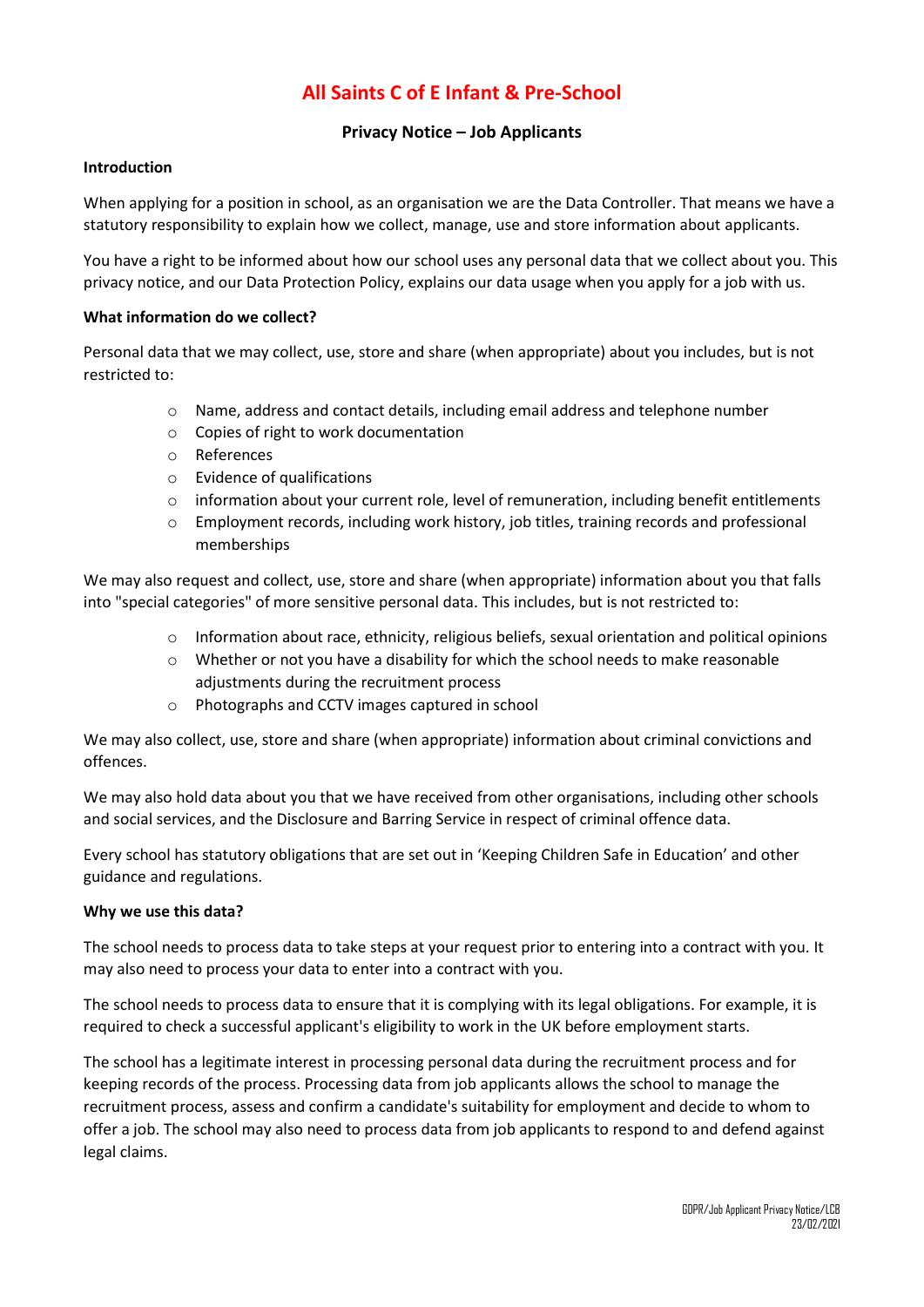# All Saints C of E Infant & Pre-School

## Privacy Notice – Job Applicants

**Introduction**

When applying for a position in school, as an organisation we are the Data Controller. That means we have a statutory responsibility to explain how we collect, manage, use and store information about applicants.

You have a right to be informed about how our school uses any personal data that we collect about you. This privacy notice, and our Data Protection Policy, explains our data usage when you apply for a job with us.

**What information do we collect?**

Personal data that we may collect, use, store and share (when appropriate) about you includes, but is not restricted to:

- Name, address and contact details, including email address and telephone number
- Copies of right to work documentation
- References
- Evidence of qualifications
- information about your current role, level of remuneration, including benefit entitlements
- Employment records, including work history, job titles, training records and professional memberships

We may also request and collect, use, store and share (when appropriate) information about you that falls into "special categories" of more sensitive personal data. This includes, but is not restricted to:

- Information about race, ethnicity, religious beliefs, sexual orientation and political opinions
- Whether or not you have a disability for which the school needs to make reasonable adjustments during the recruitment process
- Photographs and CCTV images captured in school

We may also collect, use, store and share (when appropriate) information about criminal convictions and offences.

We may also hold data about you that we have received from other organisations, including other schools and social services, and the Disclosure and Barring Service in respect of criminal offence data.

Every school has statutory obligations that are set out in 'Keeping Children Safe in Education' and other guidance and regulations.

**Why we use this data?**

The school needs to process data to take steps at your request prior to entering into a contract with you. It may also need to process your data to enter into a contract with you.

The school needs to process data to ensure that it is complying with its legal obligations. For example, it is required to check a successful applicant's eligibility to work in the UK before employment starts.

The school has a legitimate interest in processing personal data during the recruitment process and for keeping records of the process. Processing data from job applicants allows the school to manage the recruitment process, assess and confirm a candidate's suitability for employment and decide to whom to offer a job. The school may also need to process data from job applicants to respond to and defend against legal claims.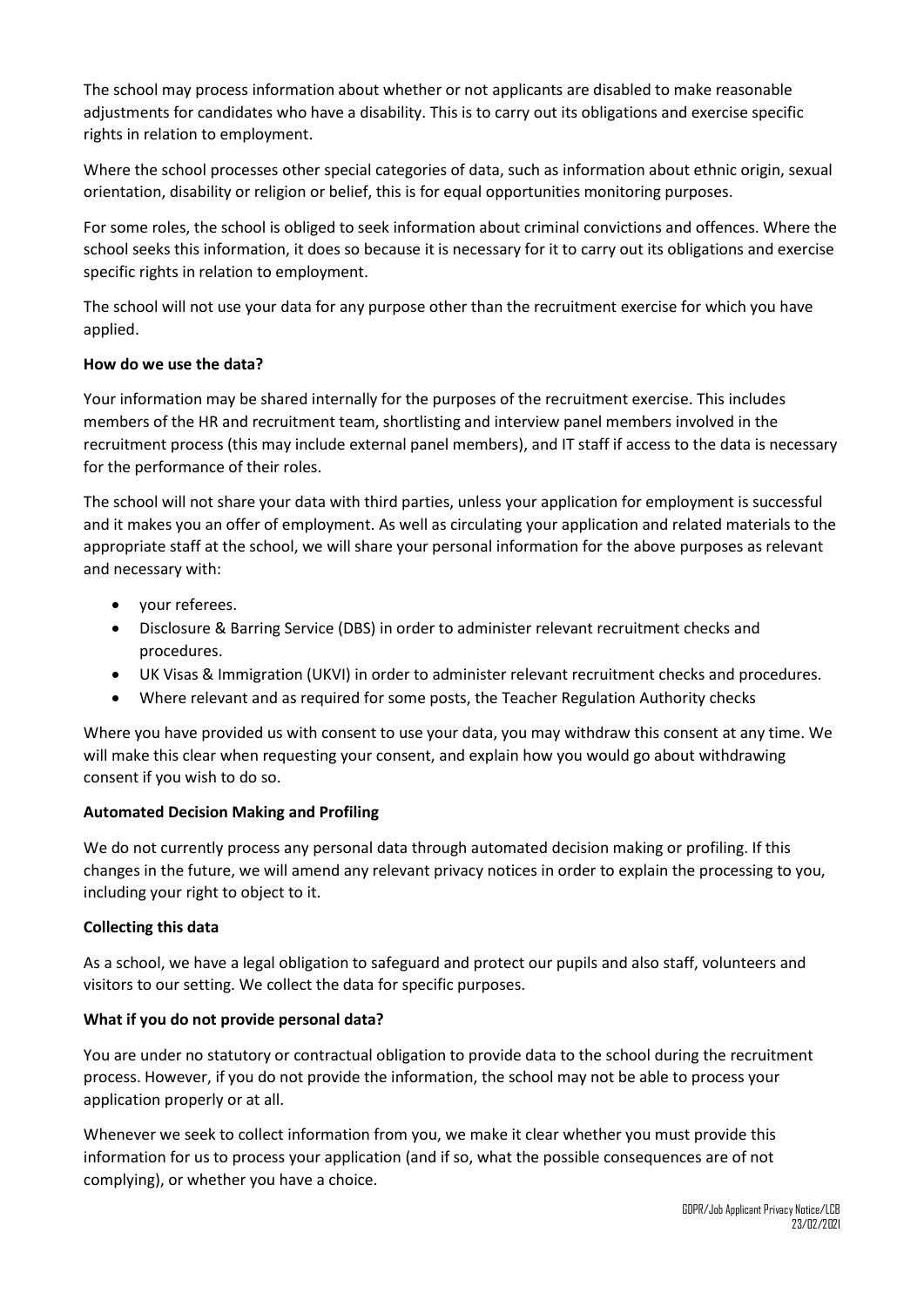The school may process information about whether or not applicants are disabled to make reasonable adjustments for candidates who have a disability. This is to carry out its obligations and exercise specific rights in relation to employment.

Where the school processes other special categories of data, such as information about ethnic origin, sexual orientation, disability or religion or belief, this is for equal opportunities monitoring purposes.

For some roles, the school is obliged to seek information about criminal convictions and offences. Where the school seeks this information, it does so because it is necessary for it to carry out its obligations and exercise specific rights in relation to employment.

The school will not use your data for any purpose other than the recruitment exercise for which you have applied.

**How do we use the data?**

Your information may be shared internally for the purposes of the recruitment exercise. This includes members of the HR and recruitment team, shortlisting and interview panel members involved in the recruitment process (this may include external panel members), and IT staff if access to the data is necessary for the performance of their roles.

The school will not share your data with third parties, unless your application for employment is successful and it makes you an offer of employment. As well as circulating your application and related materials to the appropriate staff at the school, we will share your personal information for the above purposes as relevant and necessary with:

- your referees.
- Disclosure & Barring Service (DBS) in order to administer relevant recruitment checks and procedures.
- UK Visas & Immigration (UKVI) in order to administer relevant recruitment checks and procedures.
- Where relevant and as required for some posts, the Teacher Regulation Authority checks

Where you have provided us with consent to use your data, you may withdraw this consent at any time. We will make this clear when requesting your consent, and explain how you would go about withdrawing consent if you wish to do so.

**Automated Decision Making and Profiling**

We do not currently process any personal data through automated decision making or profiling. If this changes in the future, we will amend any relevant privacy notices in order to explain the processing to you, including your right to object to it.

**Collecting this data**

As a school, we have a legal obligation to safeguard and protect our pupils and also staff, volunteers and visitors to our setting. We collect the data for specific purposes.

**What if you do not provide personal data?**

You are under no statutory or contractual obligation to provide data to the school during the recruitment process. However, if you do not provide the information, the school may not be able to process your application properly or at all.

Whenever we seek to collect information from you, we make it clear whether you must provide this information for us to process your application (and if so, what the possible consequences are of not complying), or whether you have a choice.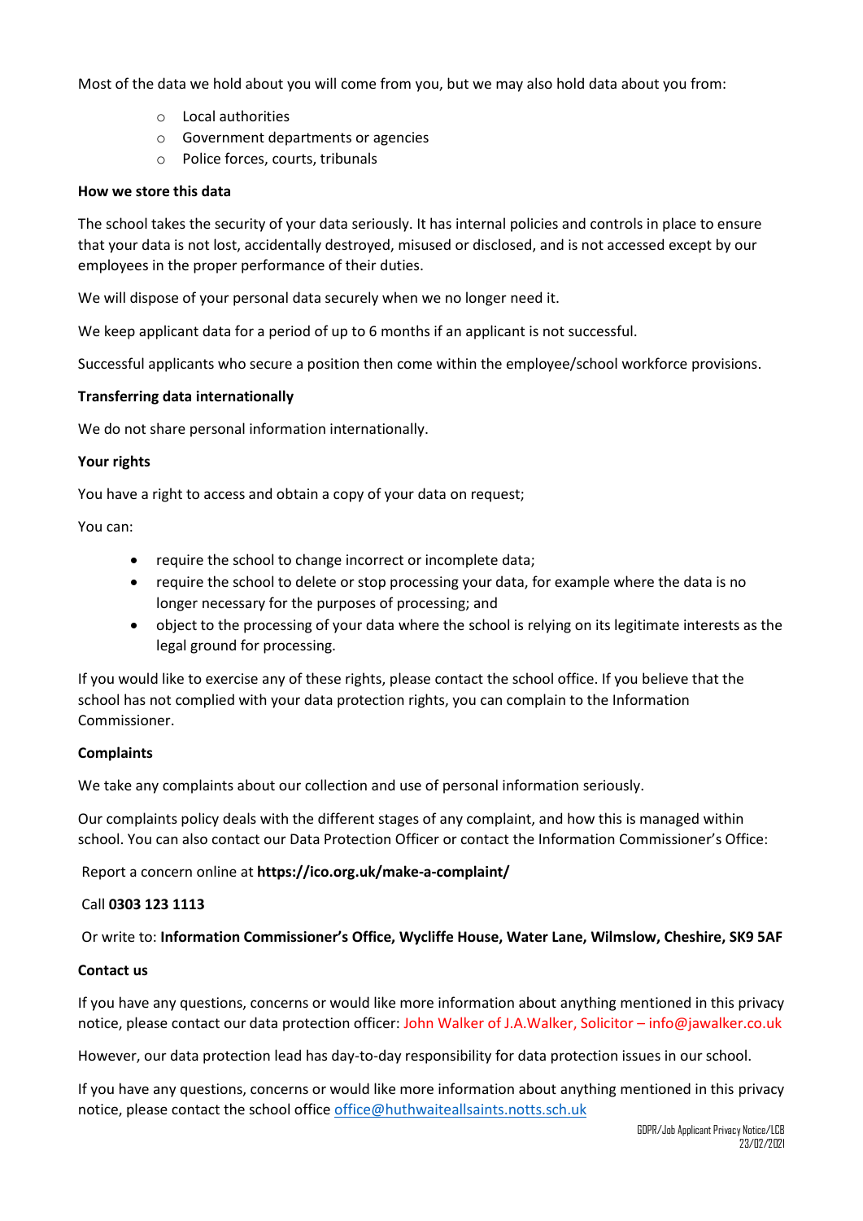Most of the data we hold about you will come from you, but we may also hold data about you from:

- Local authorities
- Government departments or agencies
- Police forces, courts, tribunals

**How we store this data**

The school takes the security of your data seriously. It has internal policies and controls in place to ensure that your data is not lost, accidentally destroyed, misused or disclosed, and is not accessed except by our employees in the proper performance of their duties.

We will dispose of your personal data securely when we no longer need it.

We keep applicant data for a period of up to 6 months if an applicant is not successful.

Successful applicants who secure a position then come within the employee/school workforce provisions.

**Transferring data internationally**

We do not share personal information internationally.

**Your rights**

You have a right to access and obtain a copy of your data on request;

You can:

- require the school to change incorrect or incomplete data;
- require the school to delete or stop processing your data, for example where the data is no longer necessary for the purposes of processing; and
- object to the processing of your data where the school is relying on its legitimate interests as the legal ground for processing.

If you would like to exercise any of these rights, please contact the school office. If you believe that the school has not complied with your data protection rights, you can complain to the Information Commissioner.

**Complaints**

We take any complaints about our collection and use of personal information seriously.

Our complaints policy deals with the different stages of any complaint, and how this is managed within school. You can also contact our Data Protection Officer or contact the Information Commissioner's Office:

Report a concern online at **https://ico.org.uk/make-a-complaint/**

Call **0303 123 1113**

Or write to: **Information Commissioner's Office, Wycliffe House, Water Lane, Wilmslow, Cheshire, SK9 5AF**

**Contact us**

If you have any questions, concerns or would like more information about anything mentioned in this privacy notice, please contact our data protection officer: John Walker of J.A.Walker, Solicitor – info@jawalker.co.uk

However, our data protection lead has day-to-day responsibility for data protection issues in our school.

If you have any questions, concerns or would like more information about anything mentioned in this privacy notice, please contact the school office office@huthwaiteallsaints.notts.sch.uk

GDPR/Job Applicant Privacy Notice/LCB
23/02/2021